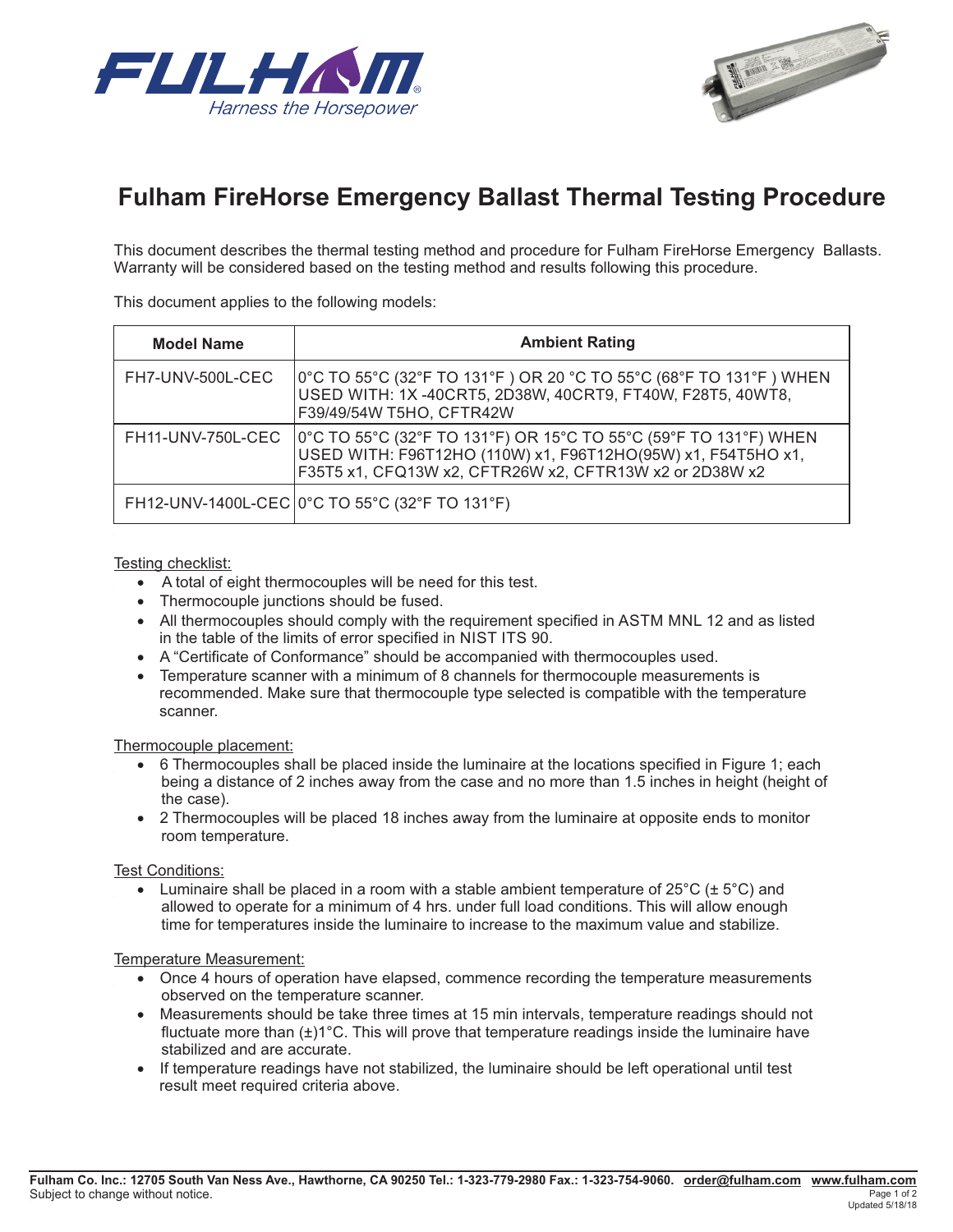# Fulham FireHorse Emergency Ballast Thermal Testing Procedure

This document describes the thermal testing method and procedure for Fulham FireHorse Emergency Ballasts. Warranty will be considered based on the testing method and results following this procedure.

This document applies to the following models:

| Model Name | Ambient Rating |
|---|---|
| FH7-UNV-500L-CEC | 0°C TO 55°C (32°F TO 131°F ) OR 20 °C TO 55°C (68°F TO 131°F ) WHEN USED WITH: 1X -40CRT5, 2D38W, 40CRT9, FT40W, F28T5, 40WT8, F39/49/54W T5HO, CFTR42W |
| FH11-UNV-750L-CEC | 0°C TO 55°C (32°F TO 131°F) OR 15°C TO 55°C (59°F TO 131°F) WHEN USED WITH: F96T12HO (110W) x1, F96T12HO(95W) x1, F54T5HO x1, F35T5 x1, CFQ13W x2, CFTR26W x2, CFTR13W x2 or 2D38W x2 |
| FH12-UNV-1400L-CEC | 0°C TO 55°C (32°F TO 131°F) |

Testing checklist:

- A total of eight thermocouples will be need for this test.
- Thermocouple junctions should be fused.
- All thermocouples should comply with the requirement specified in ASTM MNL 12 and as listed in the table of the limits of error specified in NIST ITS 90.
- A "Certificate of Conformance" should be accompanied with thermocouples used.
- Temperature scanner with a minimum of 8 channels for thermocouple measurements is recommended. Make sure that thermocouple type selected is compatible with the temperature scanner.

Thermocouple placement:

- 6 Thermocouples shall be placed inside the luminaire at the locations specified in Figure 1; each being a distance of 2 inches away from the case and no more than 1.5 inches in height (height of the case).
- 2 Thermocouples will be placed 18 inches away from the luminaire at opposite ends to monitor room temperature.

Test Conditions:

- Luminaire shall be placed in a room with a stable ambient temperature of 25°C (± 5°C) and allowed to operate for a minimum of 4 hrs. under full load conditions. This will allow enough time for temperatures inside the luminaire to increase to the maximum value and stabilize.

Temperature Measurement:

- Once 4 hours of operation have elapsed, commence recording the temperature measurements observed on the temperature scanner.
- Measurements should be take three times at 15 min intervals, temperature readings should not fluctuate more than (±)1°C. This will prove that temperature readings inside the luminaire have stabilized and are accurate.
- If temperature readings have not stabilized, the luminaire should be left operational until test result meet required criteria above.

**Fulham Co. Inc.: 12705 South Van Ness Ave., Hawthorne, CA 90250 Tel.: 1-323-779-2980 Fax.: 1-323-754-9060. order@fulham.com www.fulham.com**
Subject to change without notice.
Updated 5/18/18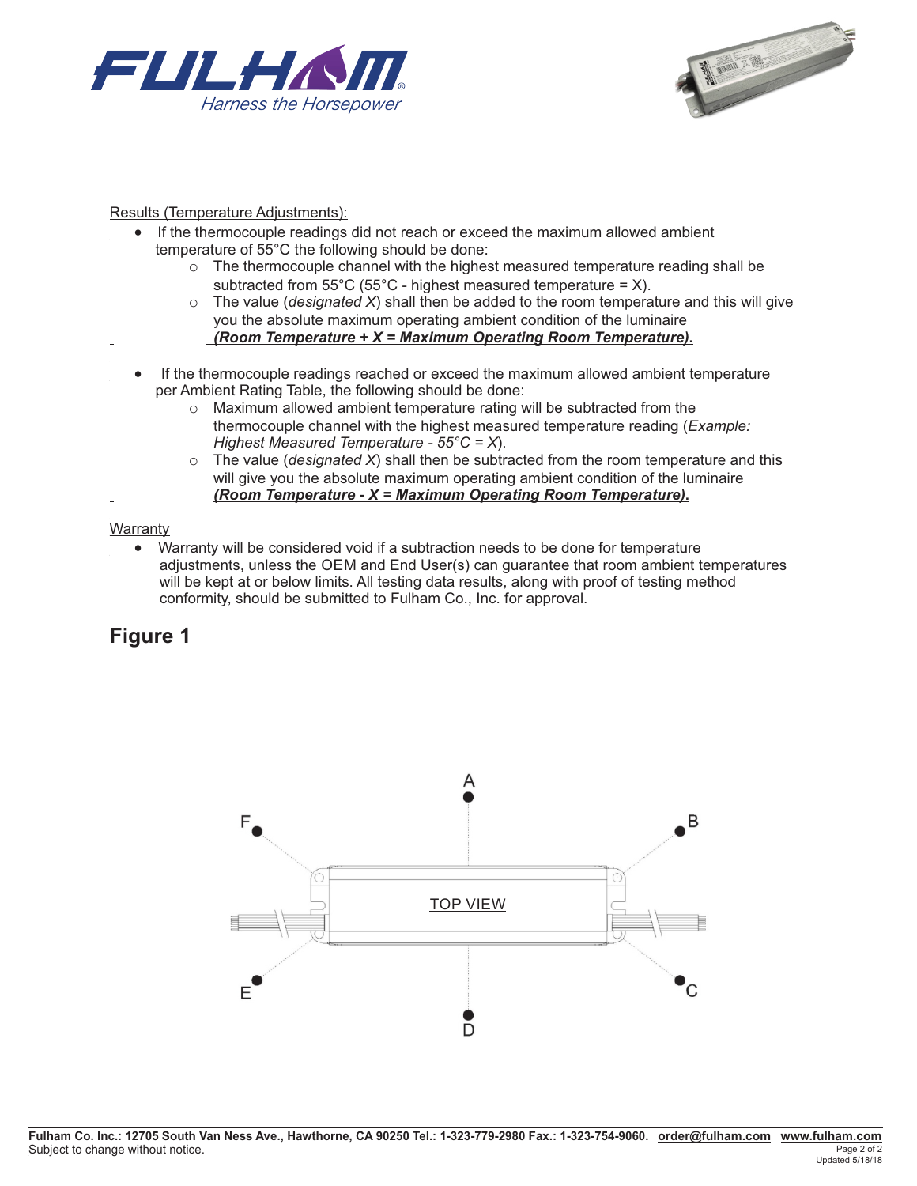Results (Temperature Adjustments):

- If the thermocouple readings did not reach or exceed the maximum allowed ambient temperature of 55°C the following should be done:
  - The thermocouple channel with the highest measured temperature reading shall be subtracted from 55°C (55°C - highest measured temperature = X).
  - The value (*designated X*) shall then be added to the room temperature and this will give you the absolute maximum operating ambient condition of the luminaire ***(Room Temperature + X = Maximum Operating Room Temperature).***

- If the thermocouple readings reached or exceed the maximum allowed ambient temperature per Ambient Rating Table, the following should be done:
  - Maximum allowed ambient temperature rating will be subtracted from the thermocouple channel with the highest measured temperature reading (*Example: Highest Measured Temperature - 55°C = X*).
  - The value (*designated X*) shall then be subtracted from the room temperature and this will give you the absolute maximum operating ambient condition of the luminaire ***(Room Temperature - X = Maximum Operating Room Temperature).***

Warranty

- Warranty will be considered void if a subtraction needs to be done for temperature adjustments, unless the OEM and End User(s) can guarantee that room ambient temperatures will be kept at or below limits. All testing data results, along with proof of testing method conformity, should be submitted to Fulham Co., Inc. for approval.

## Figure 1

A

F

B

TOP VIEW

E

C

D

**Fulham Co. Inc.: 12705 South Van Ness Ave., Hawthorne, CA 90250 Tel.: 1-323-779-2980 Fax.: 1-323-754-9060. order@fulham.com www.fulham.com**
Subject to change without notice.
Updated 5/18/18